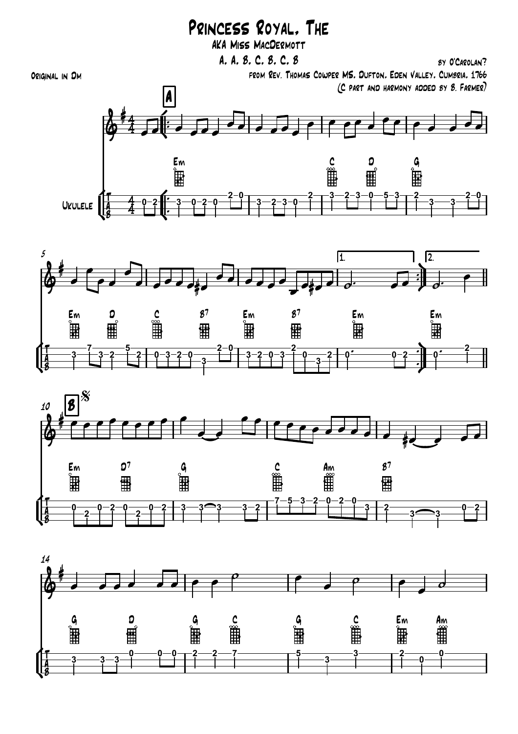# Princess Royal, The

## AKA Miss MacDermott

A, A, B, C, B, C, B

by O'Carolan?

Original in Dm

from Rev. Thomas Cowper MS, Dufton, Eden Valley, Cumbria, 1766

(C part and harmony added by B. Farmer)

**A**

Em | | C D | G

Em D | C B7 | Em B7 | 1. Em | 2. Em

**B**

Em D7 | G | C Am | B7

G D | G C | G C | Em Am

Ukulele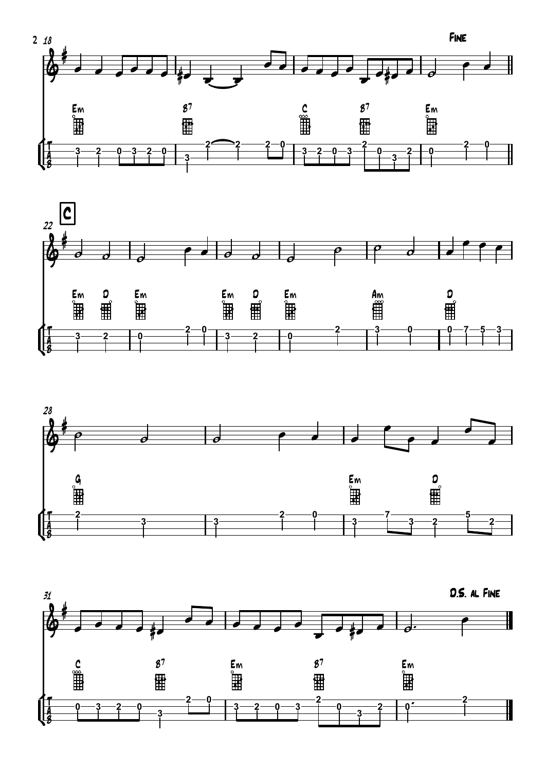Fine

C

D.S. al Fine